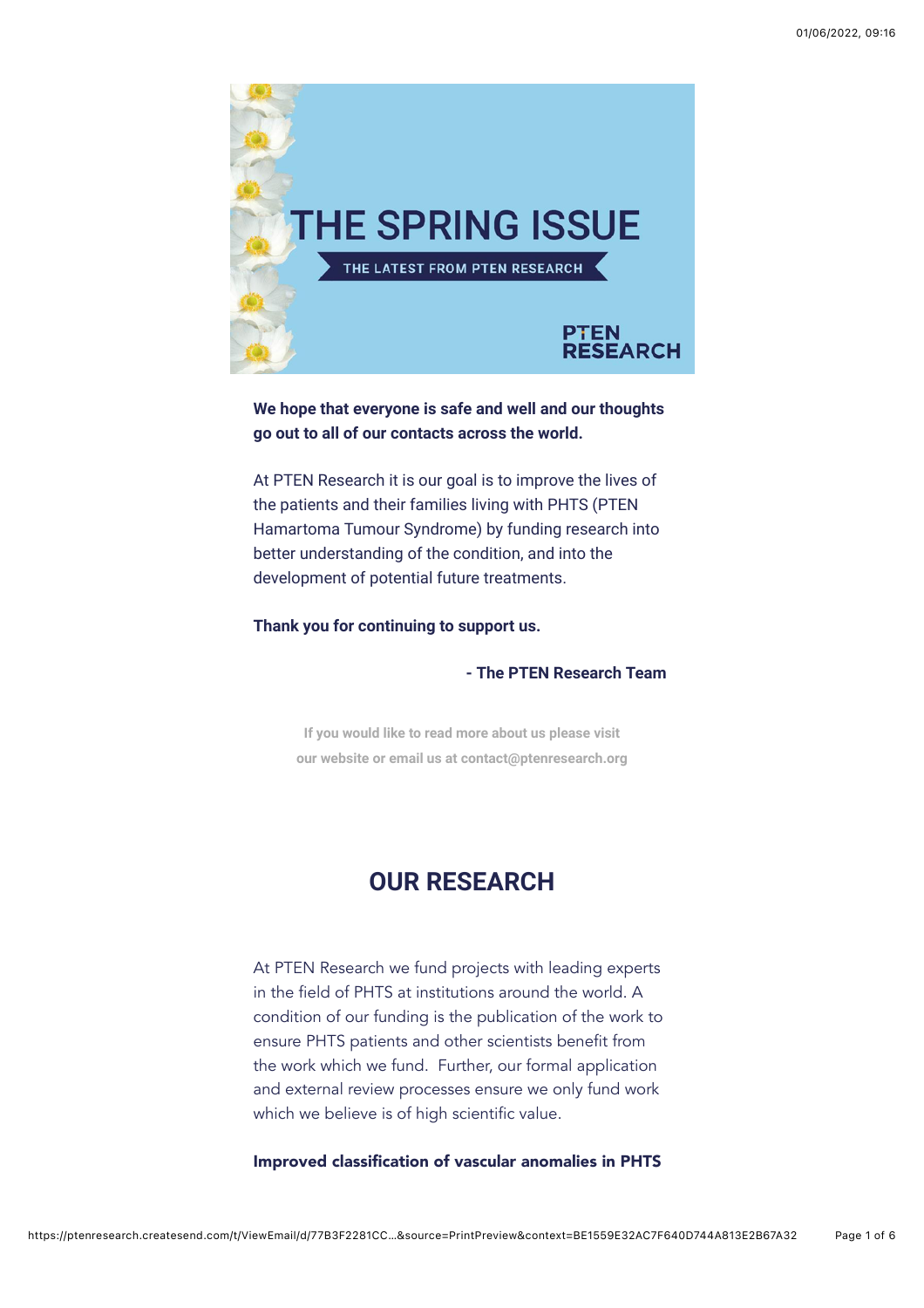# THE SPRING ISSUE

THE LATEST FROM PTEN RESEARCH

PTEN RESEARCH

**We hope that everyone is safe and well and our thoughts go out to all of our contacts across the world.**

At PTEN Research it is our goal is to improve the lives of the patients and their families living with PHTS (PTEN Hamartoma Tumour Syndrome) by funding research into better understanding of the condition, and into the development of potential future treatments.

**Thank you for continuing to support us.**

**- The PTEN Research Team**

If you would like to read more about us please visit our website or email us at contact@ptenresearch.org

## OUR RESEARCH

At PTEN Research we fund projects with leading experts in the field of PHTS at institutions around the world. A condition of our funding is the publication of the work to ensure PHTS patients and other scientists benefit from the work which we fund. Further, our formal application and external review processes ensure we only fund work which we believe is of high scientific value.

**Improved classification of vascular anomalies in PHTS**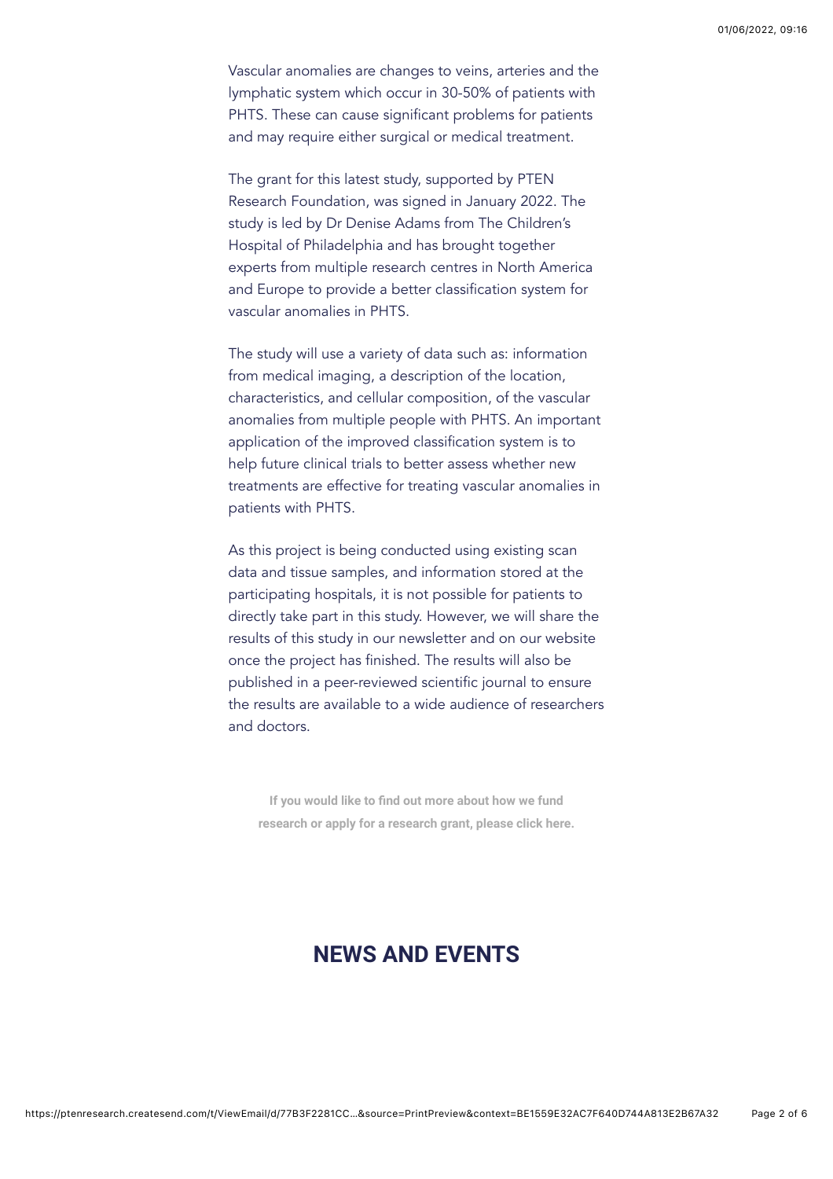Vascular anomalies are changes to veins, arteries and the lymphatic system which occur in 30-50% of patients with PHTS. These can cause significant problems for patients and may require either surgical or medical treatment.

The grant for this latest study, supported by PTEN Research Foundation, was signed in January 2022. The study is led by Dr Denise Adams from The Children's Hospital of Philadelphia and has brought together experts from multiple research centres in North America and Europe to provide a better classification system for vascular anomalies in PHTS.

The study will use a variety of data such as: information from medical imaging, a description of the location, characteristics, and cellular composition, of the vascular anomalies from multiple people with PHTS. An important application of the improved classification system is to help future clinical trials to better assess whether new treatments are effective for treating vascular anomalies in patients with PHTS.

As this project is being conducted using existing scan data and tissue samples, and information stored at the participating hospitals, it is not possible for patients to directly take part in this study. However, we will share the results of this study in our newsletter and on our website once the project has finished. The results will also be published in a peer-reviewed scientific journal to ensure the results are available to a wide audience of researchers and doctors.

**If you would like to find out more about how we fund research or apply for a research grant, please click here.**

## NEWS AND EVENTS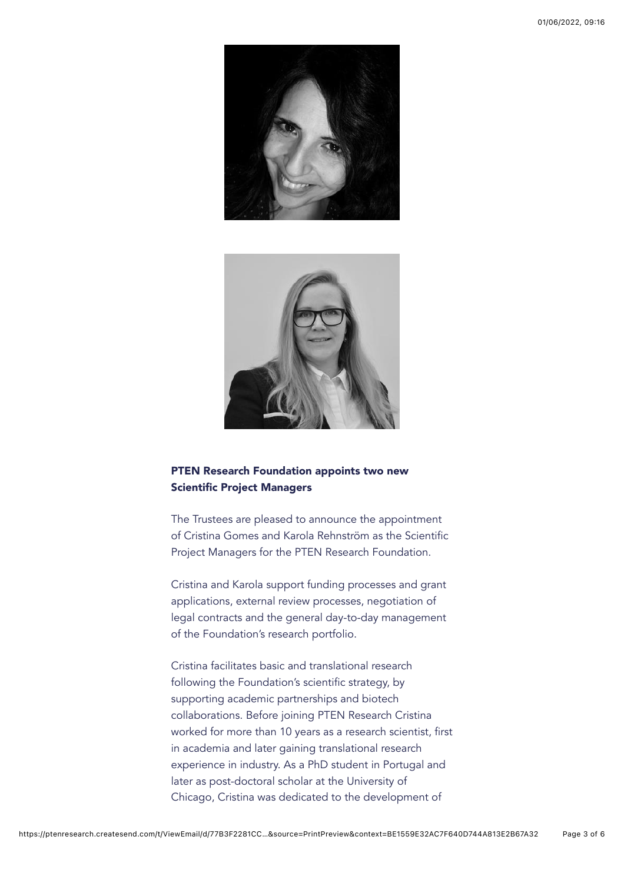### PTEN Research Foundation appoints two new Scientific Project Managers

The Trustees are pleased to announce the appointment of Cristina Gomes and Karola Rehnström as the Scientific Project Managers for the PTEN Research Foundation.

Cristina and Karola support funding processes and grant applications, external review processes, negotiation of legal contracts and the general day-to-day management of the Foundation's research portfolio.

Cristina facilitates basic and translational research following the Foundation's scientific strategy, by supporting academic partnerships and biotech collaborations. Before joining PTEN Research Cristina worked for more than 10 years as a research scientist, first in academia and later gaining translational research experience in industry. As a PhD student in Portugal and later as post-doctoral scholar at the University of Chicago, Cristina was dedicated to the development of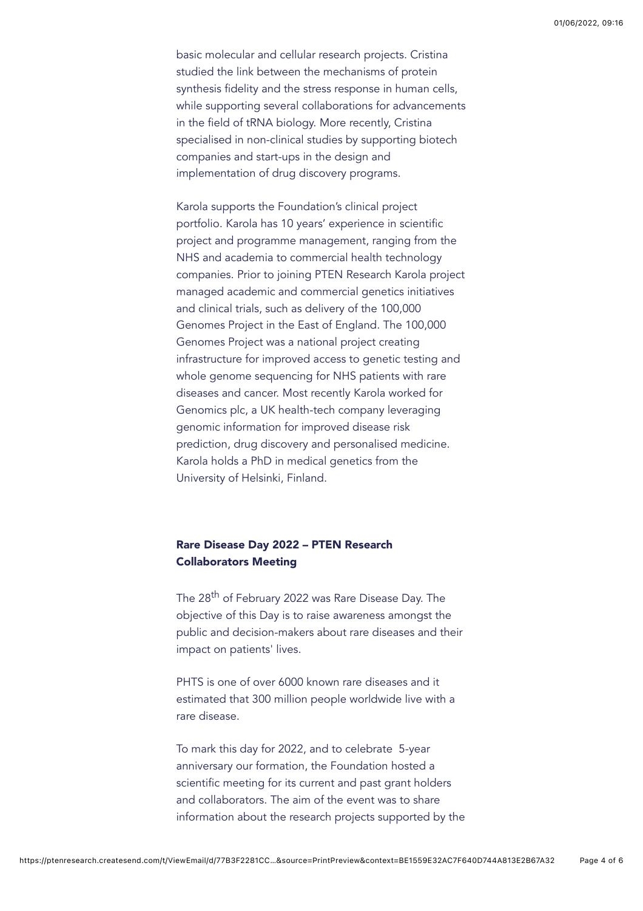basic molecular and cellular research projects. Cristina studied the link between the mechanisms of protein synthesis fidelity and the stress response in human cells, while supporting several collaborations for advancements in the field of tRNA biology. More recently, Cristina specialised in non-clinical studies by supporting biotech companies and start-ups in the design and implementation of drug discovery programs.

Karola supports the Foundation's clinical project portfolio. Karola has 10 years' experience in scientific project and programme management, ranging from the NHS and academia to commercial health technology companies. Prior to joining PTEN Research Karola project managed academic and commercial genetics initiatives and clinical trials, such as delivery of the 100,000 Genomes Project in the East of England. The 100,000 Genomes Project was a national project creating infrastructure for improved access to genetic testing and whole genome sequencing for NHS patients with rare diseases and cancer. Most recently Karola worked for Genomics plc, a UK health-tech company leveraging genomic information for improved disease risk prediction, drug discovery and personalised medicine. Karola holds a PhD in medical genetics from the University of Helsinki, Finland.

## Rare Disease Day 2022 – PTEN Research Collaborators Meeting

The 28th of February 2022 was Rare Disease Day. The objective of this Day is to raise awareness amongst the public and decision-makers about rare diseases and their impact on patients' lives.

PHTS is one of over 6000 known rare diseases and it estimated that 300 million people worldwide live with a rare disease.

To mark this day for 2022, and to celebrate 5-year anniversary our formation, the Foundation hosted a scientific meeting for its current and past grant holders and collaborators. The aim of the event was to share information about the research projects supported by the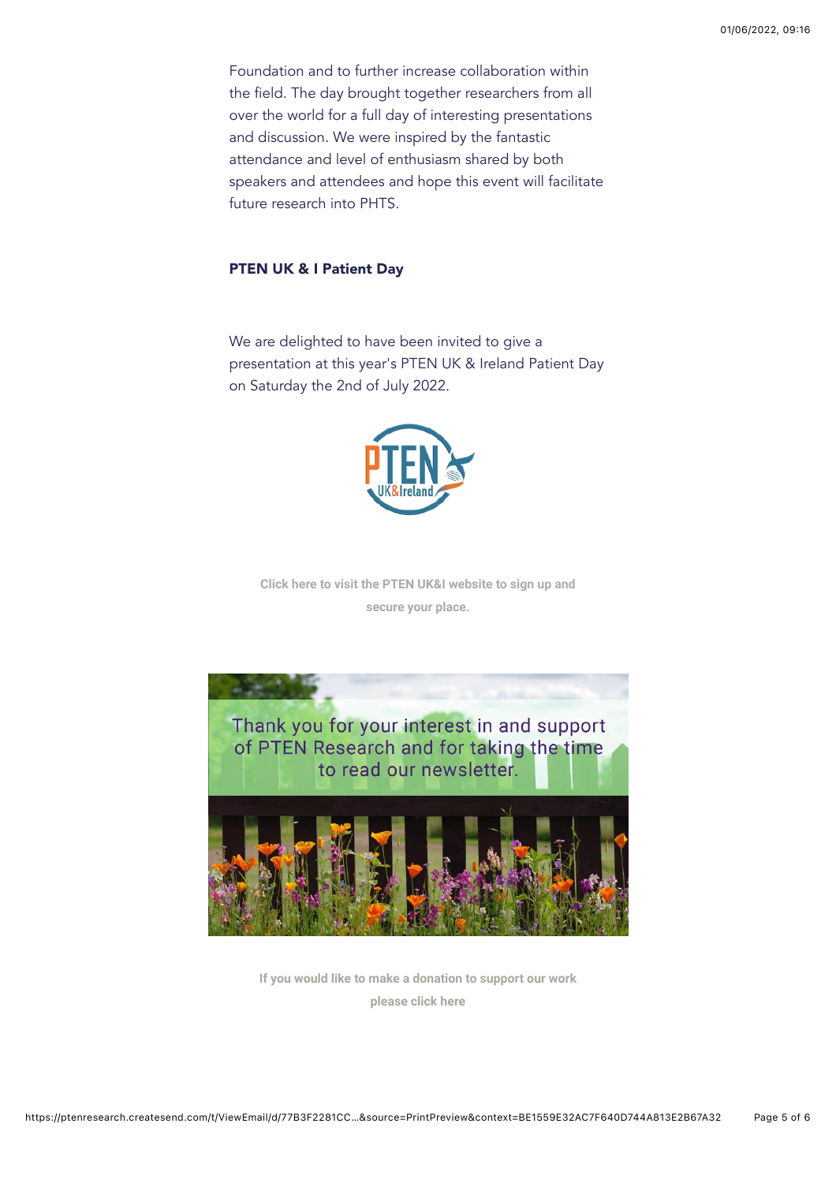Foundation and to further increase collaboration within the field. The day brought together researchers from all over the world for a full day of interesting presentations and discussion. We were inspired by the fantastic attendance and level of enthusiasm shared by both speakers and attendees and hope this event will facilitate future research into PHTS.

**PTEN UK & I Patient Day**

We are delighted to have been invited to give a presentation at this year's PTEN UK & Ireland Patient Day on Saturday the 2nd of July 2022.

**Click here to visit the PTEN UK&I website to sign up and secure your place.**

Thank you for your interest in and support of PTEN Research and for taking the time to read our newsletter.

**If you would like to make a donation to support our work please click here**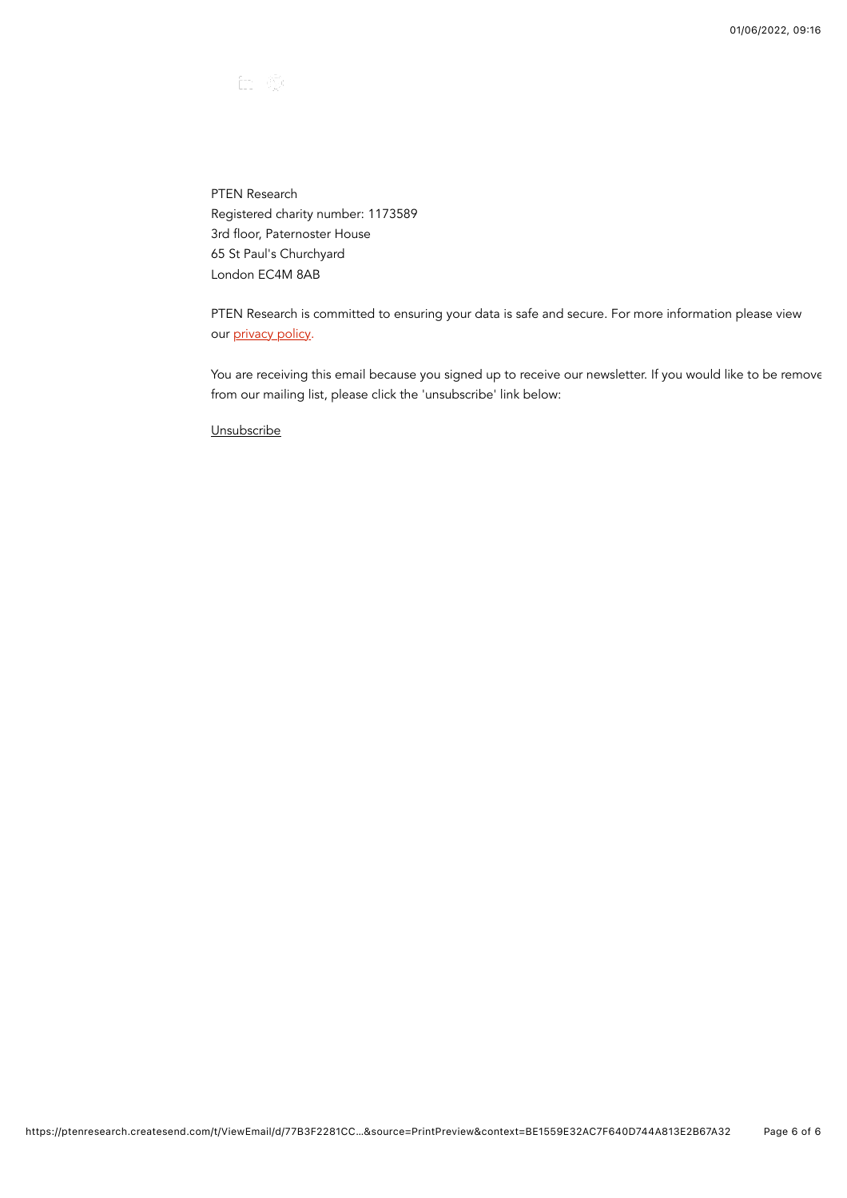PTEN Research
Registered charity number: 1173589
3rd floor, Paternoster House
65 St Paul's Churchyard
London EC4M 8AB

PTEN Research is committed to ensuring your data is safe and secure. For more information please view our privacy policy.

You are receiving this email because you signed up to receive our newsletter. If you would like to be remove from our mailing list, please click the 'unsubscribe' link below:

Unsubscribe